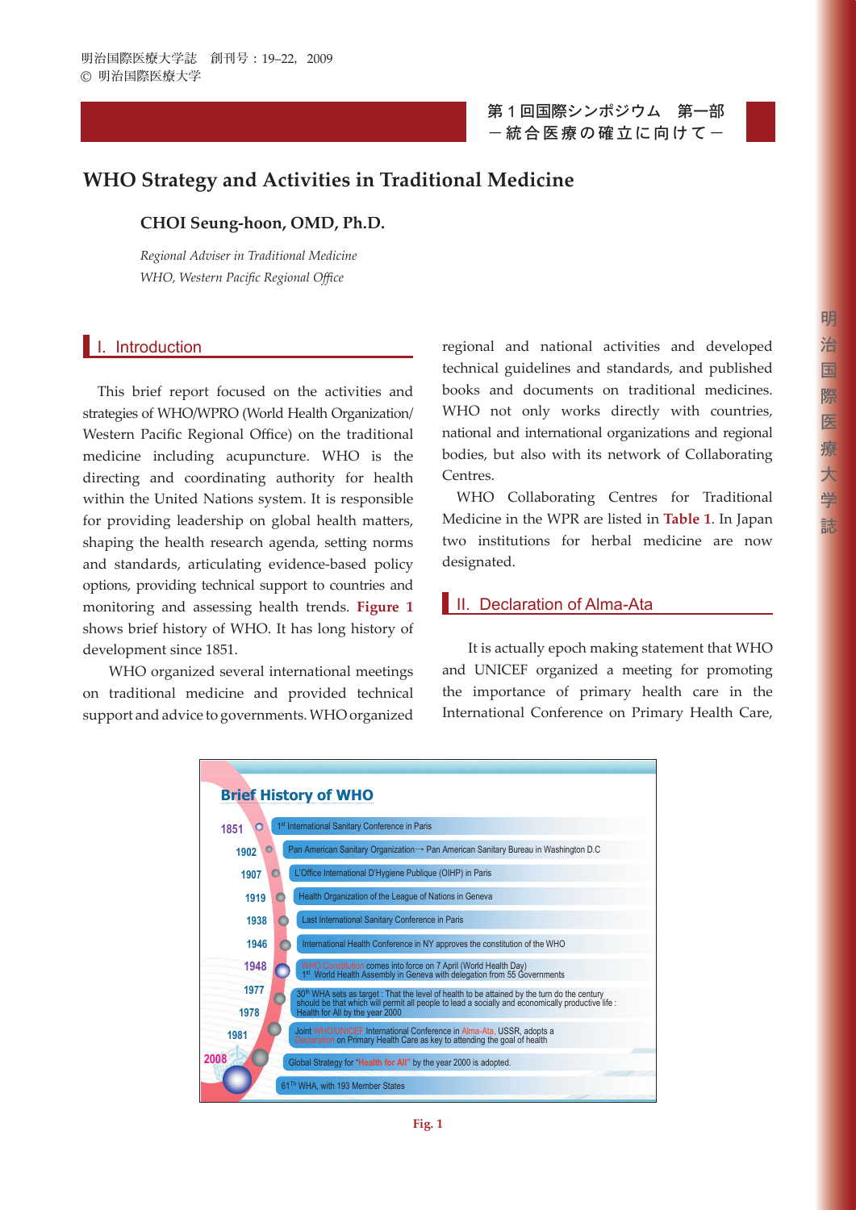第１回国際シンポジウム　第一部
－統合医療の確立に向けて－

# WHO Strategy and Activities in Traditional Medicine

**CHOI Seung-hoon, OMD, Ph.D.**

*Regional Adviser in Traditional Medicine*
*WHO, Western Pacific Regional Office*

## I. Introduction

This brief report focused on the activities and strategies of WHO/WPRO (World Health Organization/Western Pacific Regional Office) on the traditional medicine including acupuncture. WHO is the directing and coordinating authority for health within the United Nations system. It is responsible for providing leadership on global health matters, shaping the health research agenda, setting norms and standards, articulating evidence-based policy options, providing technical support to countries and monitoring and assessing health trends. **Figure 1** shows brief history of WHO. It has long history of development since 1851.

WHO organized several international meetings on traditional medicine and provided technical support and advice to governments. WHO organized regional and national activities and developed technical guidelines and standards, and published books and documents on traditional medicines. WHO not only works directly with countries, national and international organizations and regional bodies, but also with its network of Collaborating Centres.

WHO Collaborating Centres for Traditional Medicine in the WPR are listed in **Table 1**. In Japan two institutions for herbal medicine are now designated.

## II. Declaration of Alma-Ata

It is actually epoch making statement that WHO and UNICEF organized a meeting for promoting the importance of primary health care in the International Conference on Primary Health Care,

**Brief History of WHO**

| Year | Event |
|---|---|
| 1851 | 1st International Sanitary Conference in Paris |
| 1902 | Pan American Sanitary Organization→ Pan American Sanitary Bureau in Washington D.C |
| 1907 | L'Office International D'Hygiene Publique (OIHP) in Paris |
| 1919 | Health Organization of the League of Nations in Geneva |
| 1938 | Last International Sanitary Conference in Paris |
| 1946 | International Health Conference in NY approves the constitution of the WHO |
| 1948 | WHO Constitution comes into force on 7 April (World Health Day); 1st World Health Assembly in Geneva with delegation from 55 Governments |
| 1977 | 30th WHA sets as target : That the level of health to be attained by the turn do the century should be that which will permit all people to lead a socially and economically productive life : Health for All by the year 2000 |
| 1978 | Joint WHO/UNICEF International Conference in Alma-Ata, USSR, adopts a Declaration on Primary Health Care as key to attending the goal of health |
| 1981 | Global Strategy for "Health for All" by the year 2000 is adopted. |
| 2008 | 61Th WHA, with 193 Member States |

**Fig. 1**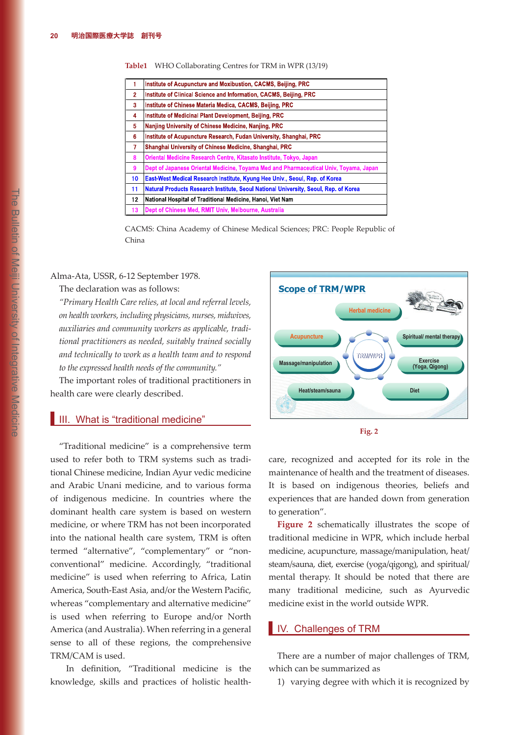**Table1** WHO Collaborating Centres for TRM in WPR (13/19)

| | |
|---|---|
| 1 | Institute of Acupuncture and Moxibustion, CACMS, Beijing, PRC |
| 2 | Institute of Clinical Science and Information, CACMS, Beijing, PRC |
| 3 | Institute of Chinese Materia Medica, CACMS, Beijing, PRC |
| 4 | Institute of Medicinal Plant Development, Beijing, PRC |
| 5 | Nanjing University of Chinese Medicine, Nanjing, PRC |
| 6 | Institute of Acupuncture Research, Fudan University, Shanghai, PRC |
| 7 | Shanghai University of Chinese Medicine, Shanghai, PRC |
| 8 | Oriental Medicine Research Centre, Kitasato Institute, Tokyo, Japan |
| 9 | Dept of Japanese Oriental Medicine, Toyama Med and Pharmaceutical Univ, Toyama, Japan |
| 10 | East-West Medical Research Institute, Kyung Hee Univ., Seoul, Rep. of Korea |
| 11 | Natural Products Research Institute, Seoul National University, Seoul, Rep. of Korea |
| 12 | National Hospital of Traditional Medicine, Hanoi, Viet Nam |
| 13 | Dept of Chinese Med, RMIT Univ, Melbourne, Australia |

CACMS: China Academy of Chinese Medical Sciences; PRC: People Republic of China

Alma-Ata, USSR, 6-12 September 1978.

The declaration was as follows:

*"Primary Health Care relies, at local and referral levels, on health workers, including physicians, nurses, midwives, auxiliaries and community workers as applicable, traditional practitioners as needed, suitably trained socially and technically to work as a health team and to respond to the expressed health needs of the community."*

The important roles of traditional practitioners in health care were clearly described.

## III. What is "traditional medicine"

"Traditional medicine" is a comprehensive term used to refer both to TRM systems such as traditional Chinese medicine, Indian Ayur vedic medicine and Arabic Unani medicine, and to various forma of indigenous medicine. In countries where the dominant health care system is based on western medicine, or where TRM has not been incorporated into the national health care system, TRM is often termed "alternative", "complementary" or "non-conventional" medicine. Accordingly, "traditional medicine" is used when referring to Africa, Latin America, South-East Asia, and/or the Western Pacific, whereas "complementary and alternative medicine" is used when referring to Europe and/or North America (and Australia). When referring in a general sense to all of these regions, the comprehensive TRM/CAM is used.

In definition, "Traditional medicine is the knowledge, skills and practices of holistic health-care, recognized and accepted for its role in the maintenance of health and the treatment of diseases. It is based on indigenous theories, beliefs and experiences that are handed down from generation to generation".

**Fig. 2**

**Figure 2** schematically illustrates the scope of traditional medicine in WPR, which include herbal medicine, acupuncture, massage/manipulation, heat/steam/sauna, diet, exercise (yoga/qigong), and spiritual/mental therapy. It should be noted that there are many traditional medicine, such as Ayurvedic medicine exist in the world outside WPR.

## IV. Challenges of TRM

There are a number of major challenges of TRM, which can be summarized as

1) varying degree with which it is recognized by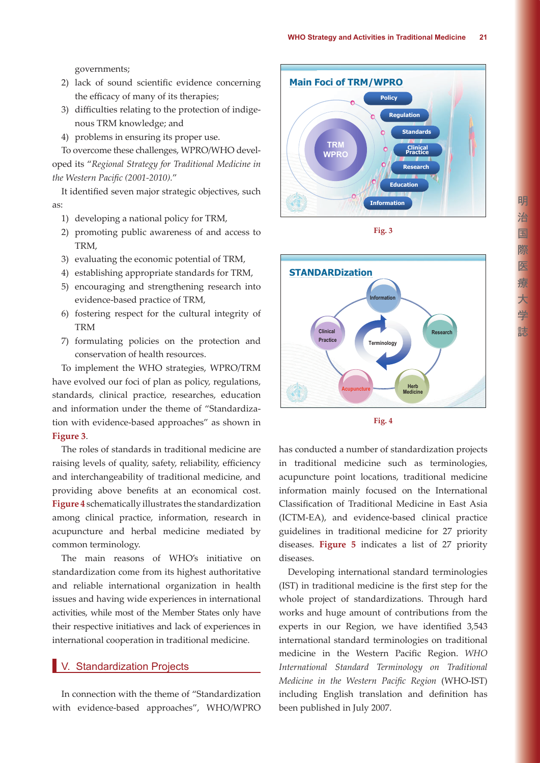governments;

2) lack of sound scientific evidence concerning the efficacy of many of its therapies;
3) difficulties relating to the protection of indigenous TRM knowledge; and
4) problems in ensuring its proper use.

To overcome these challenges, WPRO/WHO developed its "*Regional Strategy for Traditional Medicine in the Western Pacific (2001-2010).*"

It identified seven major strategic objectives, such as:

1) developing a national policy for TRM,
2) promoting public awareness of and access to TRM,
3) evaluating the economic potential of TRM,
4) establishing appropriate standards for TRM,
5) encouraging and strengthening research into evidence-based practice of TRM,
6) fostering respect for the cultural integrity of TRM
7) formulating policies on the protection and conservation of health resources.

To implement the WHO strategies, WPRO/TRM have evolved our foci of plan as policy, regulations, standards, clinical practice, researches, education and information under the theme of "Standardization with evidence-based approaches" as shown in **Figure 3**.

The roles of standards in traditional medicine are raising levels of quality, safety, reliability, efficiency and interchangeability of traditional medicine, and providing above benefits at an economical cost. **Figure 4** schematically illustrates the standardization among clinical practice, information, research in acupuncture and herbal medicine mediated by common terminology.

The main reasons of WHO's initiative on standardization come from its highest authoritative and reliable international organization in health issues and having wide experiences in international activities, while most of the Member States only have their respective initiatives and lack of experiences in international cooperation in traditional medicine.

Main Foci of TRM/WPRO

TRM WPRO

Policy

Regulation

Standards

Clinical Practice

Research

Education

Information

Fig. 3

STANDARDization

Information

Research

Herb Medicine

Acupuncture

Clinical Practice

Terminology

Fig. 4

## V. Standardization Projects

In connection with the theme of "Standardization with evidence-based approaches", WHO/WPRO has conducted a number of standardization projects in traditional medicine such as terminologies, acupuncture point locations, traditional medicine information mainly focused on the International Classification of Traditional Medicine in East Asia (ICTM-EA), and evidence-based clinical practice guidelines in traditional medicine for 27 priority diseases. **Figure 5** indicates a list of 27 priority diseases.

Developing international standard terminologies (IST) in traditional medicine is the first step for the whole project of standardizations. Through hard works and huge amount of contributions from the experts in our Region, we have identified 3,543 international standard terminologies on traditional medicine in the Western Pacific Region. *WHO International Standard Terminology on Traditional Medicine in the Western Pacific Region* (WHO-IST) including English translation and definition has been published in July 2007.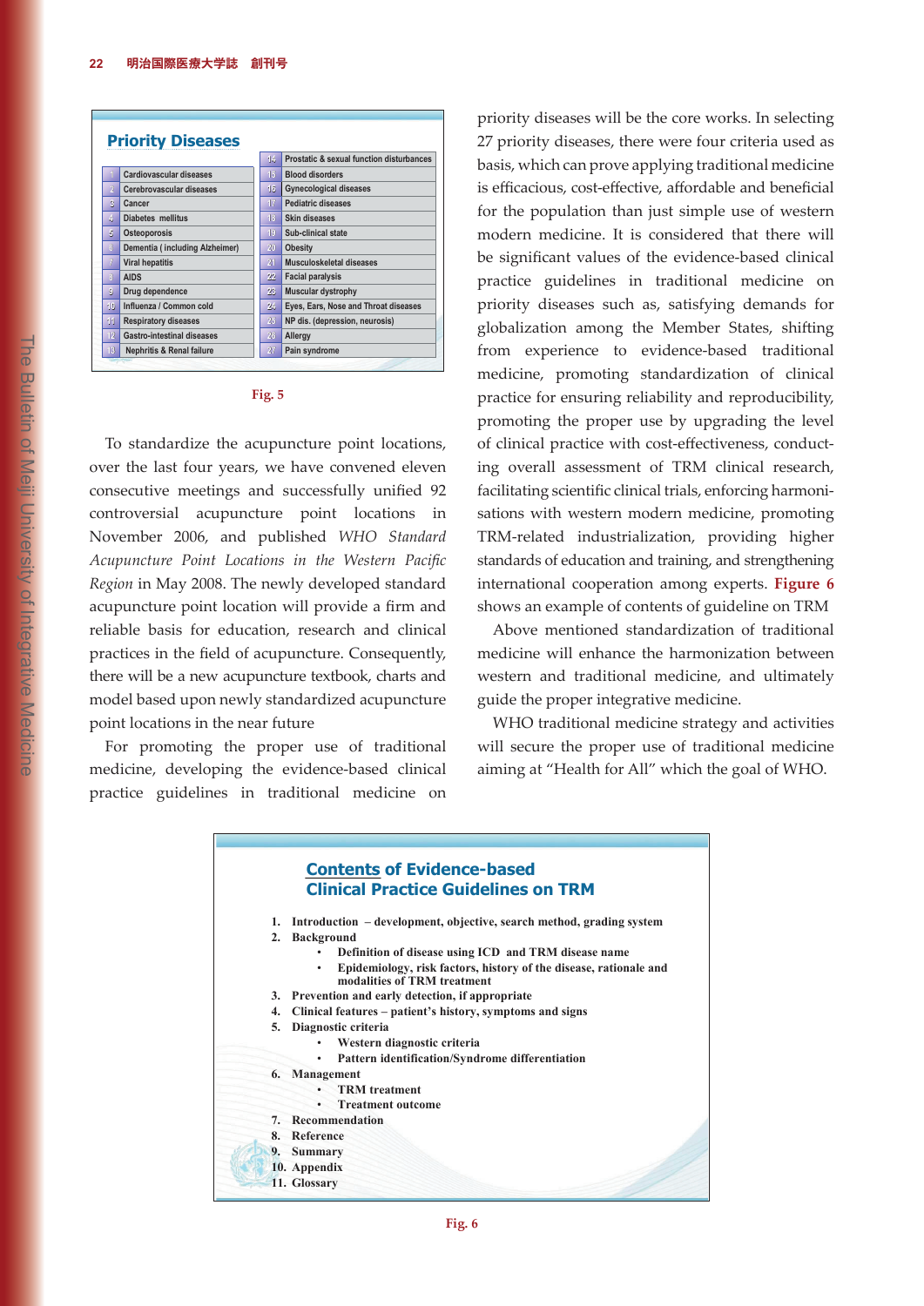## Priority Diseases

| | | | |
|---|---|---|---|
| 1 | Cardiovascular diseases | 14 | Prostatic & sexual function disturbances |
| 2 | Cerebrovascular diseases | 15 | Blood disorders |
| 3 | Cancer | 16 | Gynecological diseases |
| 4 | Diabetes mellitus | 17 | Pediatric diseases |
| 5 | Osteoporosis | 18 | Skin diseases |
| 6 | Dementia ( including Alzheimer) | 19 | Sub-clinical state |
| 7 | Viral hepatitis | 20 | Obesity |
| 8 | AIDS | 21 | Musculoskeletal diseases |
| 9 | Drug dependence | 22 | Facial paralysis |
| 10 | Influenza / Common cold | 23 | Muscular dystrophy |
| 11 | Respiratory diseases | 24 | Eyes, Ears, Nose and Throat diseases |
| 12 | Gastro-intestinal diseases | 25 | NP dis. (depression, neurosis) |
| 13 | Nephritis & Renal failure | 26 | Allergy |
| | | 27 | Pain syndrome |

**Fig. 5**

To standardize the acupuncture point locations, over the last four years, we have convened eleven consecutive meetings and successfully unified 92 controversial acupuncture point locations in November 2006, and published *WHO Standard Acupuncture Point Locations in the Western Pacific Region* in May 2008. The newly developed standard acupuncture point location will provide a firm and reliable basis for education, research and clinical practices in the field of acupuncture. Consequently, there will be a new acupuncture textbook, charts and model based upon newly standardized acupuncture point locations in the near future

For promoting the proper use of traditional medicine, developing the evidence-based clinical practice guidelines in traditional medicine on priority diseases will be the core works. In selecting 27 priority diseases, there were four criteria used as basis, which can prove applying traditional medicine is efficacious, cost-effective, affordable and beneficial for the population than just simple use of western modern medicine. It is considered that there will be significant values of the evidence-based clinical practice guidelines in traditional medicine on priority diseases such as, satisfying demands for globalization among the Member States, shifting from experience to evidence-based traditional medicine, promoting standardization of clinical practice for ensuring reliability and reproducibility, promoting the proper use by upgrading the level of clinical practice with cost-effectiveness, conducting overall assessment of TRM clinical research, facilitating scientific clinical trials, enforcing harmonisations with western modern medicine, promoting TRM-related industrialization, providing higher standards of education and training, and strengthening international cooperation among experts. **Figure 6** shows an example of contents of guideline on TRM

Above mentioned standardization of traditional medicine will enhance the harmonization between western and traditional medicine, and ultimately guide the proper integrative medicine.

WHO traditional medicine strategy and activities will secure the proper use of traditional medicine aiming at "Health for All" which the goal of WHO.

## Contents of Evidence-based Clinical Practice Guidelines on TRM

1. **Introduction – development, objective, search method, grading system**
2. **Background**
   - **Definition of disease using ICD and TRM disease name**
   - **Epidemiology, risk factors, history of the disease, rationale and modalities of TRM treatment**
3. **Prevention and early detection, if appropriate**
4. **Clinical features – patient's history, symptoms and signs**
5. **Diagnostic criteria**
   - **Western diagnostic criteria**
   - **Pattern identification/Syndrome differentiation**
6. **Management**
   - **TRM treatment**
   - **Treatment outcome**
7. **Recommendation**
8. **Reference**
9. **Summary**
10. **Appendix**
11. **Glossary**

**Fig. 6**